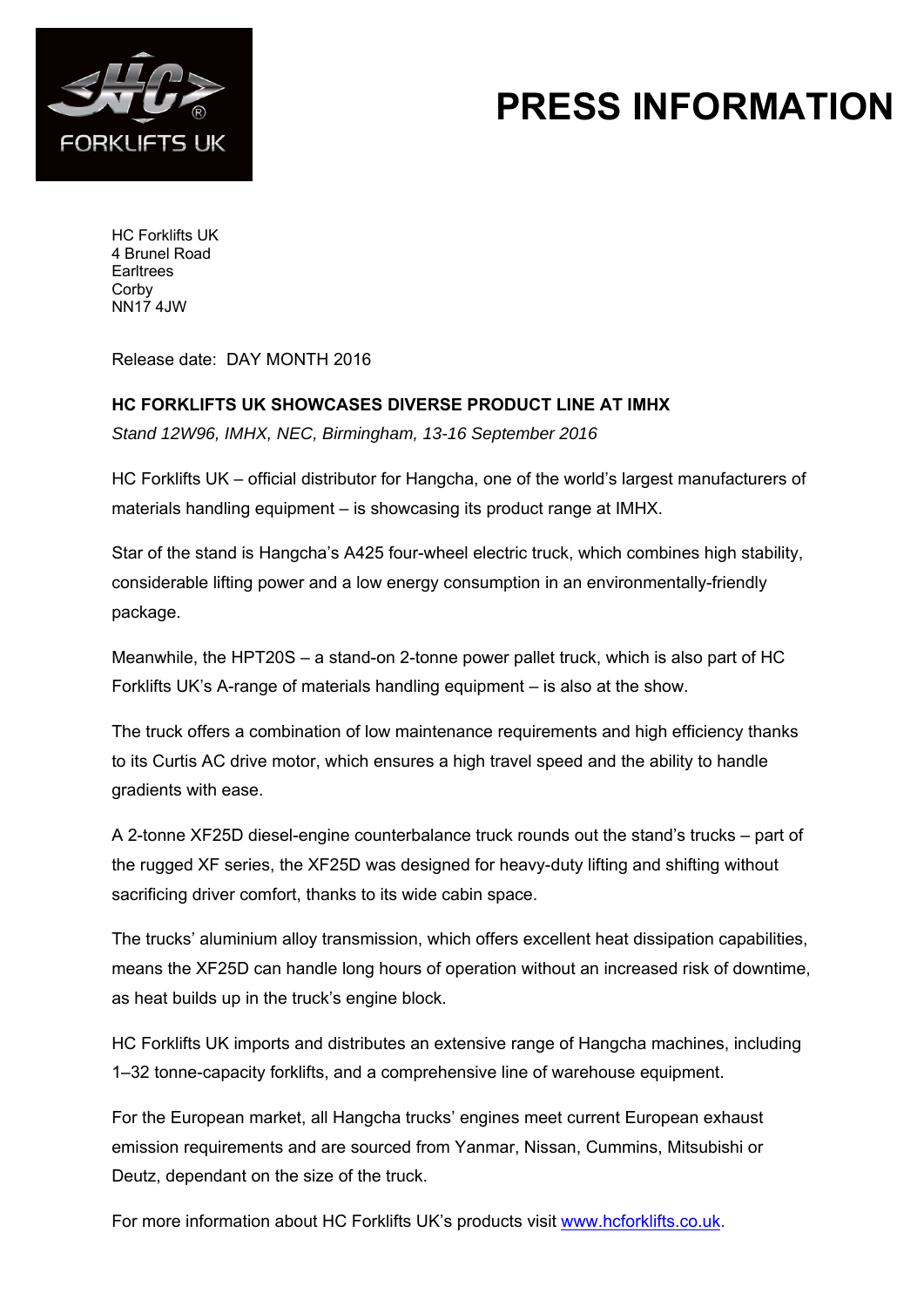# PRESS INFORMATION

HC Forklifts UK
4 Brunel Road
Earltrees
Corby
NN17 4JW

Release date: DAY MONTH 2016

**HC FORKLIFTS UK SHOWCASES DIVERSE PRODUCT LINE AT IMHX**

*Stand 12W96, IMHX, NEC, Birmingham, 13-16 September 2016*

HC Forklifts UK – official distributor for Hangcha, one of the world's largest manufacturers of materials handling equipment – is showcasing its product range at IMHX.

Star of the stand is Hangcha's A425 four-wheel electric truck, which combines high stability, considerable lifting power and a low energy consumption in an environmentally-friendly package.

Meanwhile, the HPT20S – a stand-on 2-tonne power pallet truck, which is also part of HC Forklifts UK's A-range of materials handling equipment – is also at the show.

The truck offers a combination of low maintenance requirements and high efficiency thanks to its Curtis AC drive motor, which ensures a high travel speed and the ability to handle gradients with ease.

A 2-tonne XF25D diesel-engine counterbalance truck rounds out the stand's trucks – part of the rugged XF series, the XF25D was designed for heavy-duty lifting and shifting without sacrificing driver comfort, thanks to its wide cabin space.

The trucks' aluminium alloy transmission, which offers excellent heat dissipation capabilities, means the XF25D can handle long hours of operation without an increased risk of downtime, as heat builds up in the truck's engine block.

HC Forklifts UK imports and distributes an extensive range of Hangcha machines, including 1–32 tonne-capacity forklifts, and a comprehensive line of warehouse equipment.

For the European market, all Hangcha trucks' engines meet current European exhaust emission requirements and are sourced from Yanmar, Nissan, Cummins, Mitsubishi or Deutz, dependant on the size of the truck.

For more information about HC Forklifts UK's products visit www.hcforklifts.co.uk.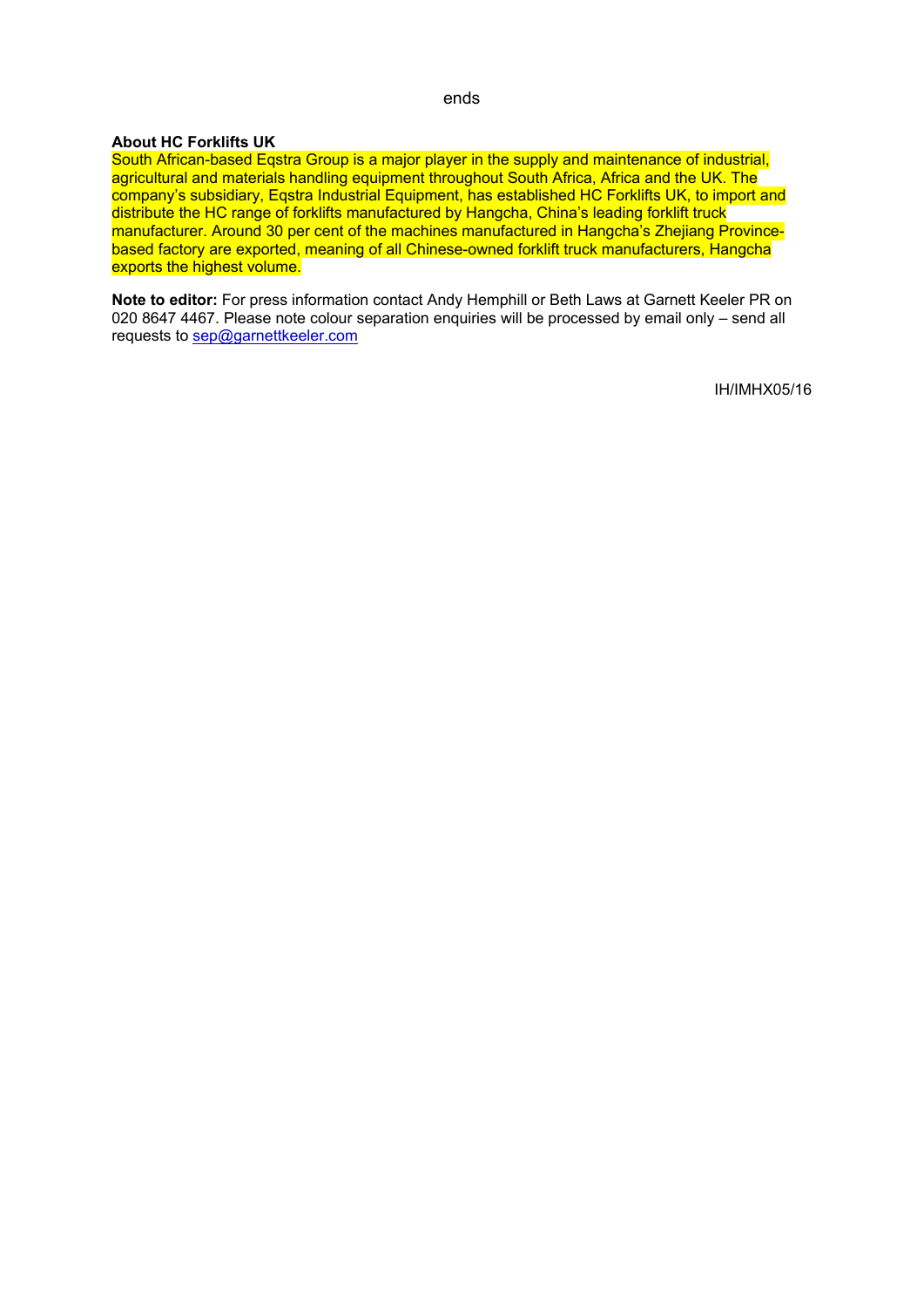ends

**About HC Forklifts UK**
South African-based Eqstra Group is a major player in the supply and maintenance of industrial, agricultural and materials handling equipment throughout South Africa, Africa and the UK. The company's subsidiary, Eqstra Industrial Equipment, has established HC Forklifts UK, to import and distribute the HC range of forklifts manufactured by Hangcha, China's leading forklift truck manufacturer. Around 30 per cent of the machines manufactured in Hangcha's Zhejiang Province-based factory are exported, meaning of all Chinese-owned forklift truck manufacturers, Hangcha exports the highest volume.

**Note to editor:** For press information contact Andy Hemphill or Beth Laws at Garnett Keeler PR on 020 8647 4467. Please note colour separation enquiries will be processed by email only – send all requests to sep@garnettkeeler.com

IH/IMHX05/16